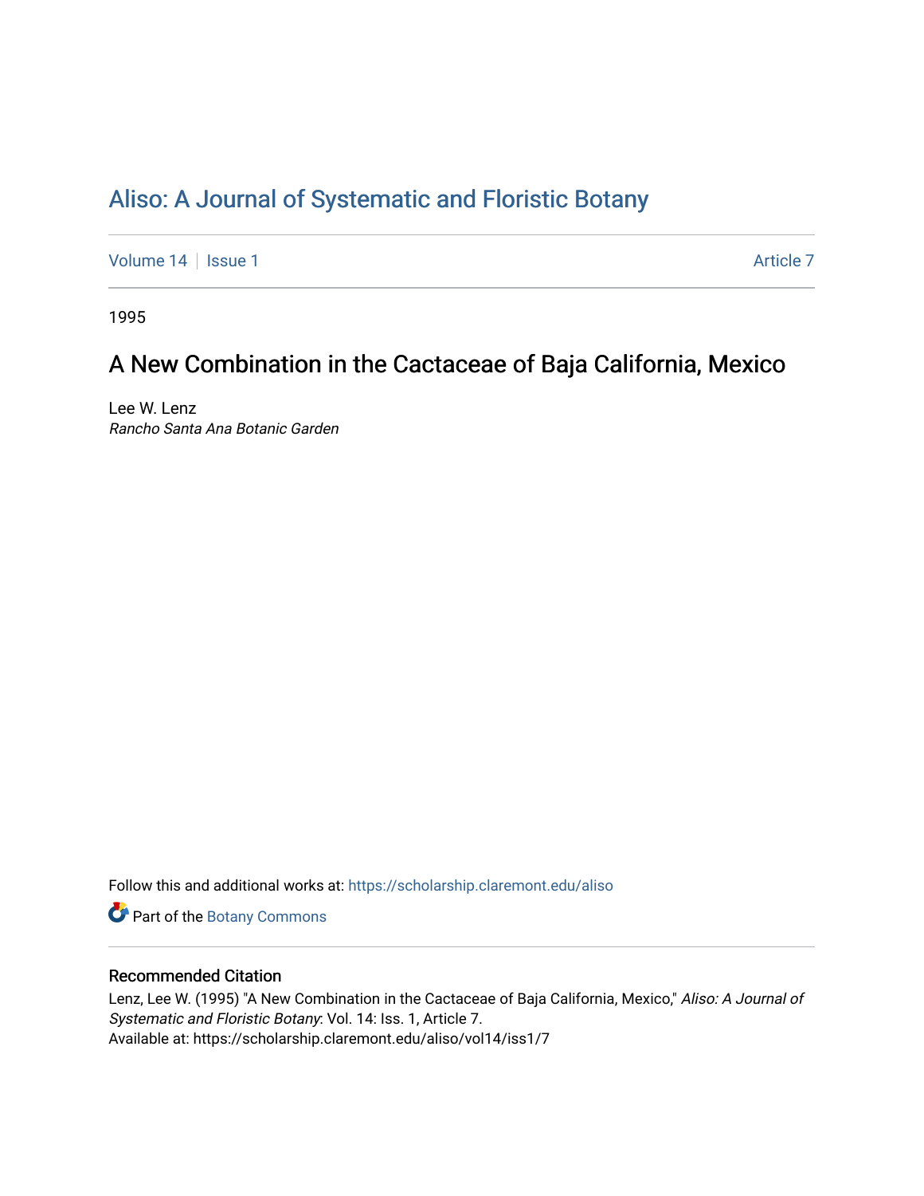# Aliso: A Journal of Systematic and Floristic Botany

Volume 14 | Issue 1 | Article 7

1995

## A New Combination in the Cactaceae of Baja California, Mexico

Lee W. Lenz
*Rancho Santa Ana Botanic Garden*

Follow this and additional works at: https://scholarship.claremont.edu/aliso

Part of the Botany Commons

### Recommended Citation

Lenz, Lee W. (1995) "A New Combination in the Cactaceae of Baja California, Mexico," *Aliso: A Journal of Systematic and Floristic Botany*: Vol. 14: Iss. 1, Article 7.
Available at: https://scholarship.claremont.edu/aliso/vol14/iss1/7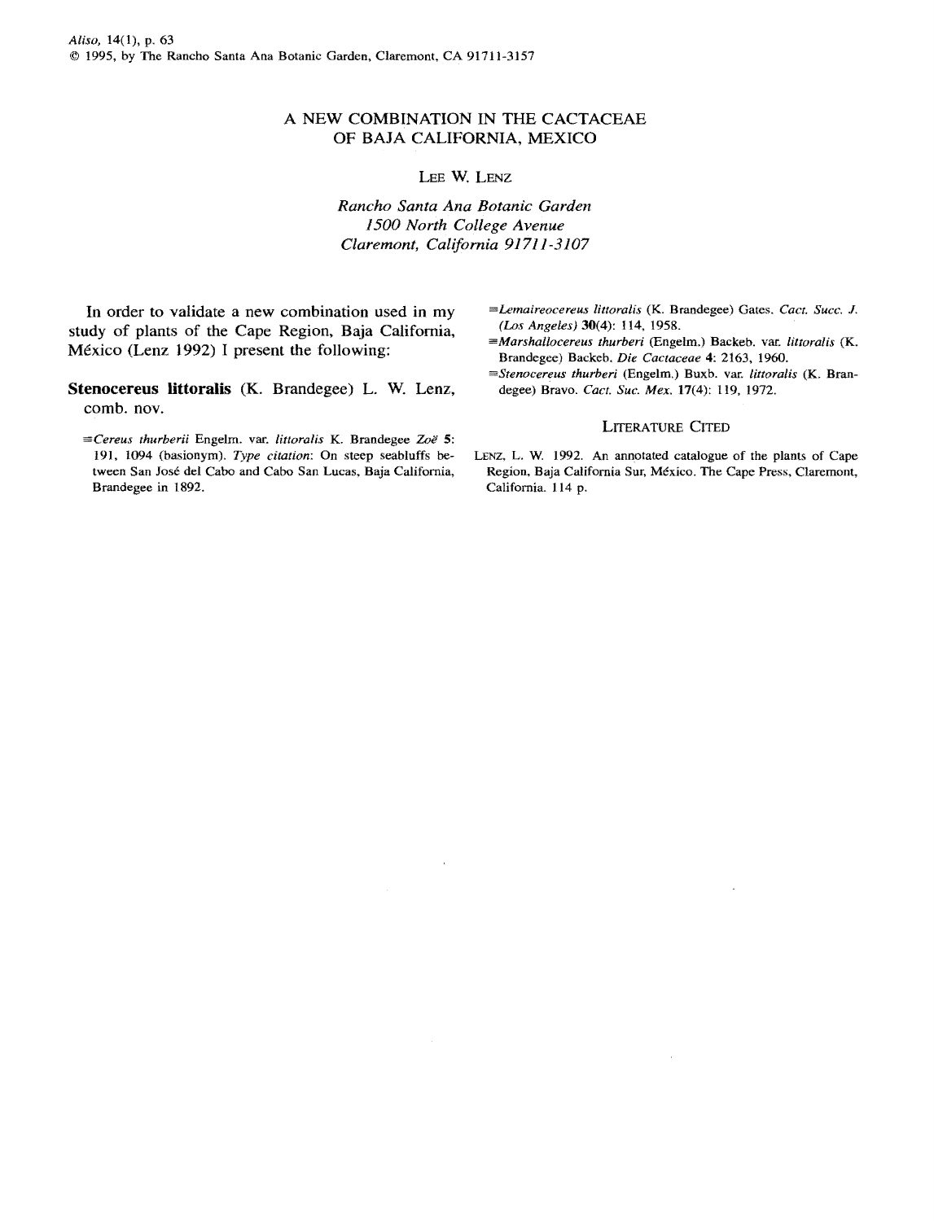# A NEW COMBINATION IN THE CACTACEAE OF BAJA CALIFORNIA, MEXICO

LEE W. LENZ

*Rancho Santa Ana Botanic Garden*
*1500 North College Avenue*
*Claremont, California 91711-3107*

In order to validate a new combination used in my study of plants of the Cape Region, Baja California, México (Lenz 1992) I present the following:

**Stenocereus littoralis** (K. Brandegee) L. W. Lenz, comb. nov.

≡*Cereus thurberii* Engelm. var. *littoralis* K. Brandegee *Zoë* **5**: 191, 1094 (basionym). *Type citation*: On steep seabluffs between San José del Cabo and Cabo San Lucas, Baja California, Brandegee in 1892.

≡*Lemaireocereus littoralis* (K. Brandegee) Gates. *Cact. Succ. J. (Los Angeles)* **30**(4): 114, 1958.

≡*Marshallocereus thurberi* (Engelm.) Backeb. var. *littoralis* (K. Brandegee) Backeb. *Die Cactaceae* **4**: 2163, 1960.

≡*Stenocereus thurberi* (Engelm.) Buxb. var. *littoralis* (K. Brandegee) Bravo. *Cact. Suc. Mex.* **17**(4): 119, 1972.

## LITERATURE CITED

LENZ, L. W. 1992. An annotated catalogue of the plants of Cape Region, Baja California Sur, México. The Cape Press, Claremont, California. 114 p.